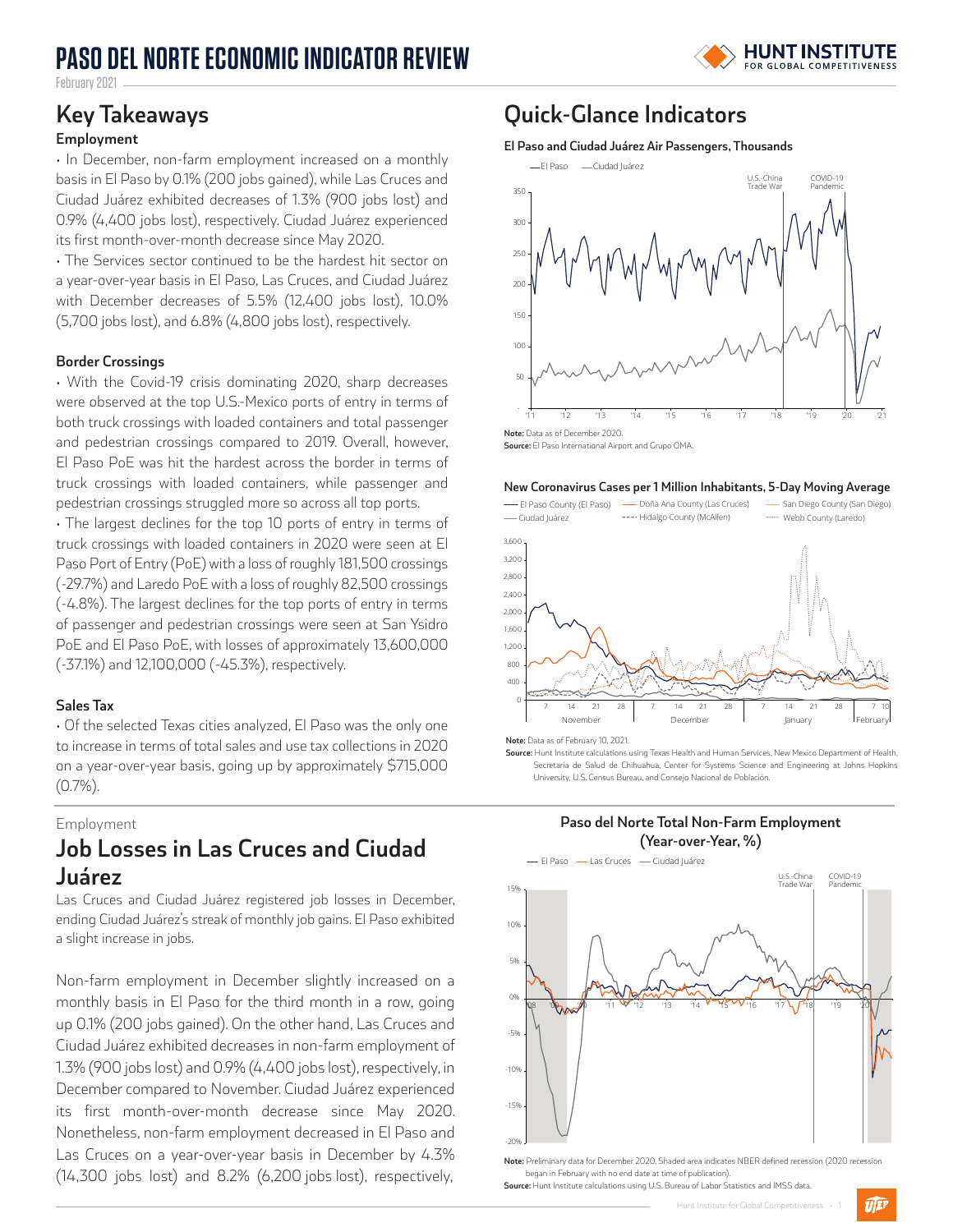# PASO DEL NORTE ECONOMIC INDICATOR REVIEW

February 2021

## Key Takeaways

### Employment

• In December, non-farm employment increased on a monthly basis in El Paso by 0.1% (200 jobs gained), while Las Cruces and Ciudad Juárez exhibited decreases of 1.3% (900 jobs lost) and 0.9% (4,400 jobs lost), respectively. Ciudad Juárez experienced its first month-over-month decrease since May 2020.

• The Services sector continued to be the hardest hit sector on a year-over-year basis in El Paso, Las Cruces, and Ciudad Juárez with December decreases of 5.5% (12,400 jobs lost), 10.0% (5,700 jobs lost), and 6.8% (4,800 jobs lost), respectively.

### Border Crossings

• With the Covid-19 crisis dominating 2020, sharp decreases were observed at the top U.S.-Mexico ports of entry in terms of both truck crossings with loaded containers and total passenger and pedestrian crossings compared to 2019. Overall, however, El Paso PoE was hit the hardest across the border in terms of truck crossings with loaded containers, while passenger and pedestrian crossings struggled more so across all top ports.

• The largest declines for the top 10 ports of entry in terms of truck crossings with loaded containers in 2020 were seen at El Paso Port of Entry (PoE) with a loss of roughly 181,500 crossings (-29.7%) and Laredo PoE with a loss of roughly 82,500 crossings (-4.8%). The largest declines for the top ports of entry in terms of passenger and pedestrian crossings were seen at San Ysidro PoE and El Paso PoE, with losses of approximately 13,600,000 (-37.1%) and 12,100,000 (-45.3%), respectively.

### Sales Tax

• Of the selected Texas cities analyzed, El Paso was the only one to increase in terms of total sales and use tax collections in 2020 on a year-over-year basis, going up by approximately $715,000 (0.7%).

## Quick-Glance Indicators

**El Paso and Ciudad Juárez Air Passengers, Thousands**

**Note:** Data as of December 2020.
**Source:** El Paso International Airport and Grupo OMA.

**New Coronavirus Cases per 1 Million Inhabitants, 5-Day Moving Average**

**Note:** Data as of February 10, 2021.
**Source:** Hunt Institute calculations using Texas Health and Human Services, New Mexico Department of Health, Secretaría de Salud de Chihuahua, Center for Systems Science and Engineering at Johns Hopkins University, U.S. Census Bureau, and Consejo Nacional de Población.

Employment

## Job Losses in Las Cruces and Ciudad Juárez

Las Cruces and Ciudad Juárez registered job losses in December, ending Ciudad Juárez's streak of monthly job gains. El Paso exhibited a slight increase in jobs.

Non-farm employment in December slightly increased on a monthly basis in El Paso for the third month in a row, going up 0.1% (200 jobs gained). On the other hand, Las Cruces and Ciudad Juárez exhibited decreases in non-farm employment of 1.3% (900 jobs lost) and 0.9% (4,400 jobs lost), respectively, in December compared to November. Ciudad Juárez experienced its first month-over-month decrease since May 2020. Nonetheless, non-farm employment decreased in El Paso and Las Cruces on a year-over-year basis in December by 4.3% (14,300 jobs lost) and 8.2% (6,200 jobs lost), respectively,

**Paso del Norte Total Non-Farm Employment (Year-over-Year, %)**

**Note:** Preliminary data for December 2020. Shaded area indicates NBER defined recession (2020 recession began in February with no end date at time of publication).
**Source:** Hunt Institute calculations using U.S. Bureau of Labor Statistics and IMSS data.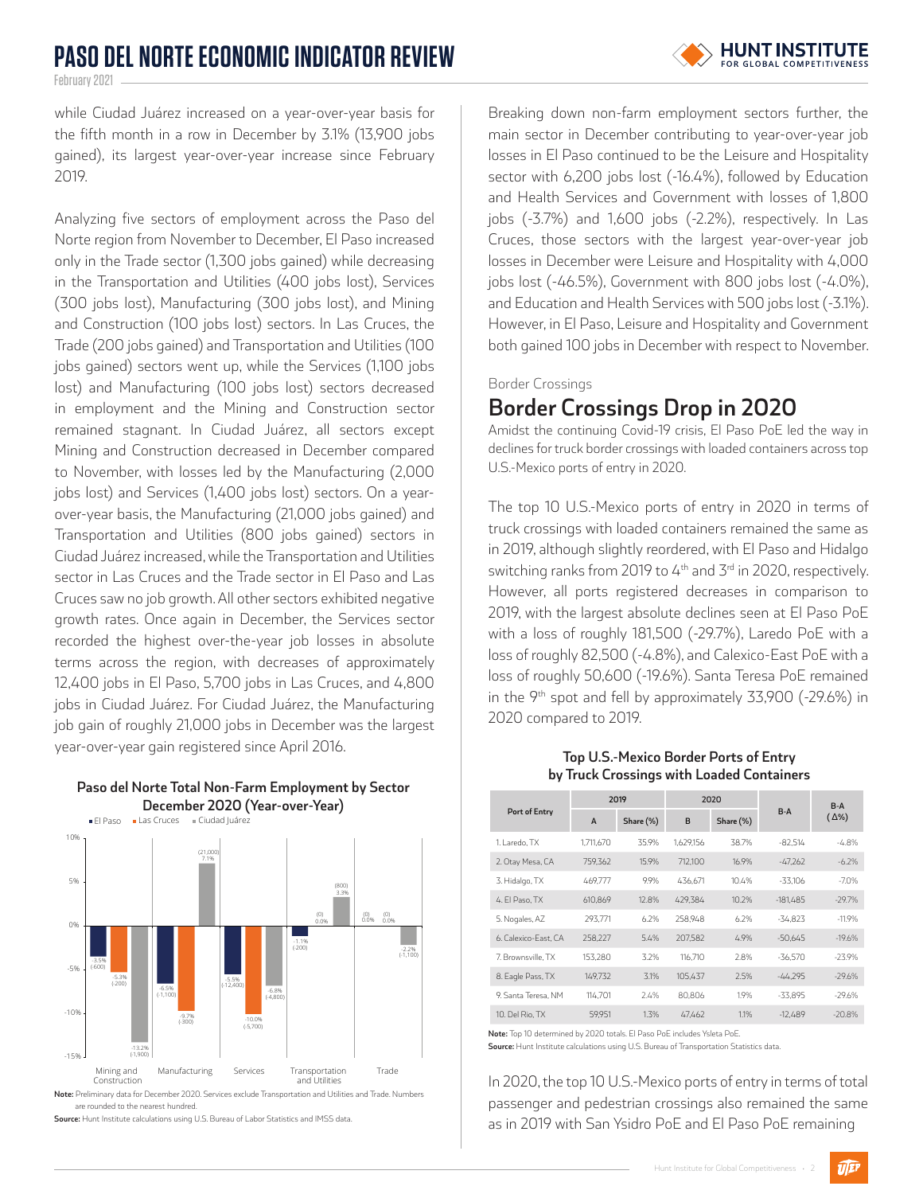while Ciudad Juárez increased on a year-over-year basis for the fifth month in a row in December by 3.1% (13,900 jobs gained), its largest year-over-year increase since February 2019.

Analyzing five sectors of employment across the Paso del Norte region from November to December, El Paso increased only in the Trade sector (1,300 jobs gained) while decreasing in the Transportation and Utilities (400 jobs lost), Services (300 jobs lost), Manufacturing (300 jobs lost), and Mining and Construction (100 jobs lost) sectors. In Las Cruces, the Trade (200 jobs gained) and Transportation and Utilities (100 jobs gained) sectors went up, while the Services (1,100 jobs lost) and Manufacturing (100 jobs lost) sectors decreased in employment and the Mining and Construction sector remained stagnant. In Ciudad Juárez, all sectors except Mining and Construction decreased in December compared to November, with losses led by the Manufacturing (2,000 jobs lost) and Services (1,400 jobs lost) sectors. On a year-over-year basis, the Manufacturing (21,000 jobs gained) and Transportation and Utilities (800 jobs gained) sectors in Ciudad Juárez increased, while the Transportation and Utilities sector in Las Cruces and the Trade sector in El Paso and Las Cruces saw no job growth. All other sectors exhibited negative growth rates. Once again in December, the Services sector recorded the highest over-the-year job losses in absolute terms across the region, with decreases of approximately 12,400 jobs in El Paso, 5,700 jobs in Las Cruces, and 4,800 jobs in Ciudad Juárez. For Ciudad Juárez, the Manufacturing job gain of roughly 21,000 jobs in December was the largest year-over-year gain registered since April 2016.

**Paso del Norte Total Non-Farm Employment by Sector December 2020 (Year-over-Year)**

| Sector | El Paso | Las Cruces | Ciudad Juárez |
|---|---|---|---|
| Mining and Construction | -3.5% (-600) | -5.3% (-200) | -13.2% (-1,900) |
| Manufacturing | -6.5% (-1,100) | -9.7% (-300) | 7.1% (21,000) |
| Services | -5.5% (-12,400) | -10.0% (-5,700) | -6.8% (-4,800) |
| Transportation and Utilities | -1.1% (-200) | 0.0% (0) | 3.3% (800) |
| Trade | 0.0% (0) | 0.0% (0) | -2.2% (-1,100) |

**Note:** Preliminary data for December 2020. Services exclude Transportation and Utilities and Trade. Numbers are rounded to the nearest hundred.

**Source:** Hunt Institute calculations using U.S. Bureau of Labor Statistics and IMSS data.

Breaking down non-farm employment sectors further, the main sector in December contributing to year-over-year job losses in El Paso continued to be the Leisure and Hospitality sector with 6,200 jobs lost (-16.4%), followed by Education and Health Services and Government with losses of 1,800 jobs (-3.7%) and 1,600 jobs (-2.2%), respectively. In Las Cruces, those sectors with the largest year-over-year job losses in December were Leisure and Hospitality with 4,000 jobs lost (-46.5%), Government with 800 jobs lost (-4.0%), and Education and Health Services with 500 jobs lost (-3.1%). However, in El Paso, Leisure and Hospitality and Government both gained 100 jobs in December with respect to November.

Border Crossings

## Border Crossings Drop in 2020

Amidst the continuing Covid-19 crisis, El Paso PoE led the way in declines for truck border crossings with loaded containers across top U.S.-Mexico ports of entry in 2020.

The top 10 U.S.-Mexico ports of entry in 2020 in terms of truck crossings with loaded containers remained the same as in 2019, although slightly reordered, with El Paso and Hidalgo switching ranks from 2019 to 4th and 3rd in 2020, respectively. However, all ports registered decreases in comparison to 2019, with the largest absolute declines seen at El Paso PoE with a loss of roughly 181,500 (-29.7%), Laredo PoE with a loss of roughly 82,500 (-4.8%), and Calexico-East PoE with a loss of roughly 50,600 (-19.6%). Santa Teresa PoE remained in the 9th spot and fell by approximately 33,900 (-29.6%) in 2020 compared to 2019.

**Top U.S.-Mexico Border Ports of Entry by Truck Crossings with Loaded Containers**

| Port of Entry | 2019 | | 2020 | | B-A | B-A (Δ%) |
|---|---|---|---|---|---|---|
| | A | Share (%) | B | Share (%) | | |
| 1. Laredo, TX | 1,711,670 | 35.9% | 1,629,156 | 38.7% | -82,514 | -4.8% |
| 2. Otay Mesa, CA | 759,362 | 15.9% | 712,100 | 16.9% | -47,262 | -6.2% |
| 3. Hidalgo, TX | 469,777 | 9.9% | 436,671 | 10.4% | -33,106 | -7.0% |
| 4. El Paso, TX | 610,869 | 12.8% | 429,384 | 10.2% | -181,485 | -29.7% |
| 5. Nogales, AZ | 293,771 | 6.2% | 258,948 | 6.2% | -34,823 | -11.9% |
| 6. Calexico-East, CA | 258,227 | 5.4% | 207,582 | 4.9% | -50,645 | -19.6% |
| 7. Brownsville, TX | 153,280 | 3.2% | 116,710 | 2.8% | -36,570 | -23.9% |
| 8. Eagle Pass, TX | 149,732 | 3.1% | 105,437 | 2.5% | -44,295 | -29.6% |
| 9. Santa Teresa, NM | 114,701 | 2.4% | 80,806 | 1.9% | -33,895 | -29.6% |
| 10. Del Rio, TX | 59,951 | 1.3% | 47,462 | 1.1% | -12,489 | -20.8% |

**Note:** Top 10 determined by 2020 totals. El Paso PoE includes Ysleta PoE.

**Source:** Hunt Institute calculations using U.S. Bureau of Transportation Statistics data.

In 2020, the top 10 U.S.-Mexico ports of entry in terms of total passenger and pedestrian crossings also remained the same as in 2019 with San Ysidro PoE and El Paso PoE remaining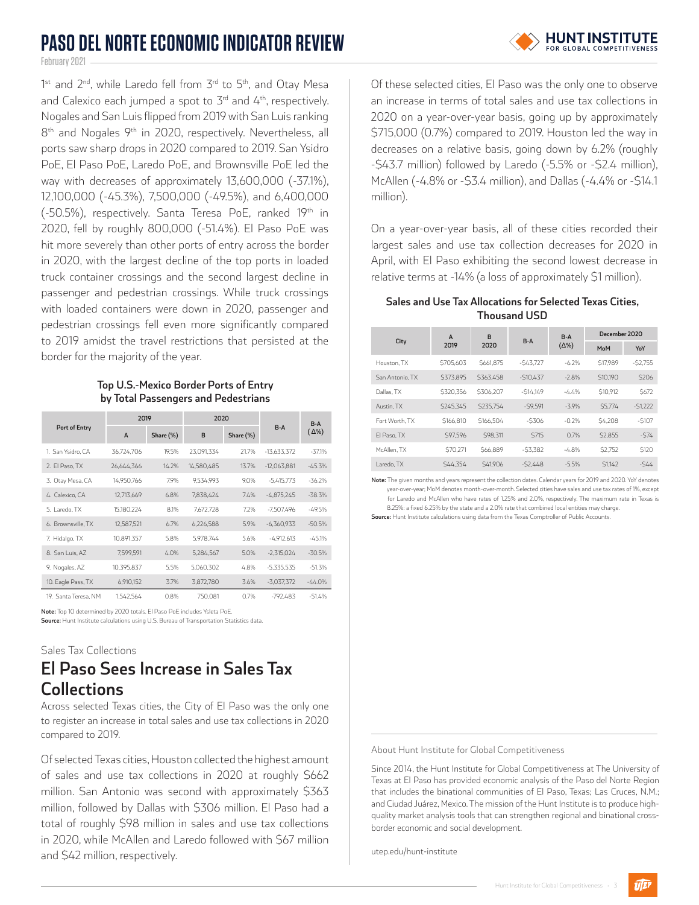1st and 2nd, while Laredo fell from 3rd to 5th, and Otay Mesa and Calexico each jumped a spot to 3rd and 4th, respectively. Nogales and San Luis flipped from 2019 with San Luis ranking 8th and Nogales 9th in 2020, respectively. Nevertheless, all ports saw sharp drops in 2020 compared to 2019. San Ysidro PoE, El Paso PoE, Laredo PoE, and Brownsville PoE led the way with decreases of approximately 13,600,000 (-37.1%), 12,100,000 (-45.3%), 7,500,000 (-49.5%), and 6,400,000 (-50.5%), respectively. Santa Teresa PoE, ranked 19th in 2020, fell by roughly 800,000 (-51.4%). El Paso PoE was hit more severely than other ports of entry across the border in 2020, with the largest decline of the top ports in loaded truck container crossings and the second largest decline in passenger and pedestrian crossings. While truck crossings with loaded containers were down in 2020, passenger and pedestrian crossings fell even more significantly compared to 2019 amidst the travel restrictions that persisted at the border for the majority of the year.

**Top U.S.-Mexico Border Ports of Entry by Total Passengers and Pedestrians**

| Port of Entry | 2019 | | 2020 | | B-A | B-A (Δ%) |
|---|---|---|---|---|---|---|
| | A | Share (%) | B | Share (%) | | |
| 1. San Ysidro, CA | 36,724,706 | 19.5% | 23,091,334 | 21.7% | -13,633,372 | -37.1% |
| 2. El Paso, TX | 26,644,366 | 14.2% | 14,580,485 | 13.7% | -12,063,881 | -45.3% |
| 3. Otay Mesa, CA | 14,950,766 | 7.9% | 9,534,993 | 9.0% | -5,415,773 | -36.2% |
| 4. Calexico, CA | 12,713,669 | 6.8% | 7,838,424 | 7.4% | -4,875,245 | -38.3% |
| 5. Laredo, TX | 15,180,224 | 8.1% | 7,672,728 | 7.2% | -7,507,496 | -49.5% |
| 6. Brownsville, TX | 12,587,521 | 6.7% | 6,226,588 | 5.9% | -6,360,933 | -50.5% |
| 7. Hidalgo, TX | 10,891,357 | 5.8% | 5,978,744 | 5.6% | -4,912,613 | -45.1% |
| 8. San Luis, AZ | 7,599,591 | 4.0% | 5,284,567 | 5.0% | -2,315,024 | -30.5% |
| 9. Nogales, AZ | 10,395,837 | 5.5% | 5,060,302 | 4.8% | -5,335,535 | -51.3% |
| 10. Eagle Pass, TX | 6,910,152 | 3.7% | 3,872,780 | 3.6% | -3,037,372 | -44.0% |
| 19. Santa Teresa, NM | 1,542,564 | 0.8% | 750,081 | 0.7% | -792,483 | -51.4% |

**Note:** Top 10 determined by 2020 totals. El Paso PoE includes Ysleta PoE.
**Source:** Hunt Institute calculations using U.S. Bureau of Transportation Statistics data.

Sales Tax Collections

## El Paso Sees Increase in Sales Tax Collections

Across selected Texas cities, the City of El Paso was the only one to register an increase in total sales and use tax collections in 2020 compared to 2019.

Of selected Texas cities, Houston collected the highest amount of sales and use tax collections in 2020 at roughly $662 million. San Antonio was second with approximately $363 million, followed by Dallas with $306 million. El Paso had a total of roughly $98 million in sales and use tax collections in 2020, while McAllen and Laredo followed with $67 million and $42 million, respectively.

Of these selected cities, El Paso was the only one to observe an increase in terms of total sales and use tax collections in 2020 on a year-over-year basis, going up by approximately $715,000 (0.7%) compared to 2019. Houston led the way in decreases on a relative basis, going down by 6.2% (roughly -$43.7 million) followed by Laredo (-5.5% or -$2.4 million), McAllen (-4.8% or -$3.4 million), and Dallas (-4.4% or -$14.1 million).

On a year-over-year basis, all of these cities recorded their largest sales and use tax collection decreases for 2020 in April, with El Paso exhibiting the second lowest decrease in relative terms at -14% (a loss of approximately $1 million).

**Sales and Use Tax Allocations for Selected Texas Cities, Thousand USD**

| City | A 2019 | B 2020 | B-A | B-A (Δ%) | December 2020 | |
|---|---|---|---|---|---|---|
| | | | | | MoM | YoY |
| Houston, TX | $705,603 | $661,875 | -$43,727 | -6.2% | $17,989 | -$2,755 |
| San Antonio, TX | $373,895 | $363,458 | -$10,437 | -2.8% | $10,190 | $206 |
| Dallas, TX | $320,356 | $306,207 | -$14,149 | -4.4% | $10,912 | $672 |
| Austin, TX | $245,345 | $235,754 | -$9,591 | -3.9% | $5,774 | -$1,222 |
| Fort Worth, TX | $166,810 | $166,504 | -$306 | -0.2% | $4,208 | -$107 |
| El Paso, TX | $97,596 | $98,311 | $715 | 0.7% | $2,855 | -$74 |
| McAllen, TX | $70,271 | $66,889 | -$3,382 | -4.8% | $2,752 | $120 |
| Laredo, TX | $44,354 | $41,906 | -$2,448 | -5.5% | $1,142 | -$44 |

**Note:** The given months and years represent the collection dates. Calendar years for 2019 and 2020. YoY denotes year-over-year; MoM denotes month-over-month. Selected cities have sales and use tax rates of 1%, except for Laredo and McAllen who have rates of 1.25% and 2.0%, respectively. The maximum rate in Texas is 8.25%: a fixed 6.25% by the state and a 2.0% rate that combined local entities may charge.
**Source:** Hunt Institute calculations using data from the Texas Comptroller of Public Accounts.

About Hunt Institute for Global Competitiveness

Since 2014, the Hunt Institute for Global Competitiveness at The University of Texas at El Paso has provided economic analysis of the Paso del Norte Region that includes the binational communities of El Paso, Texas; Las Cruces, N.M.; and Ciudad Juárez, Mexico. The mission of the Hunt Institute is to produce high-quality market analysis tools that can strengthen regional and binational cross-border economic and social development.

utep.edu/hunt-institute